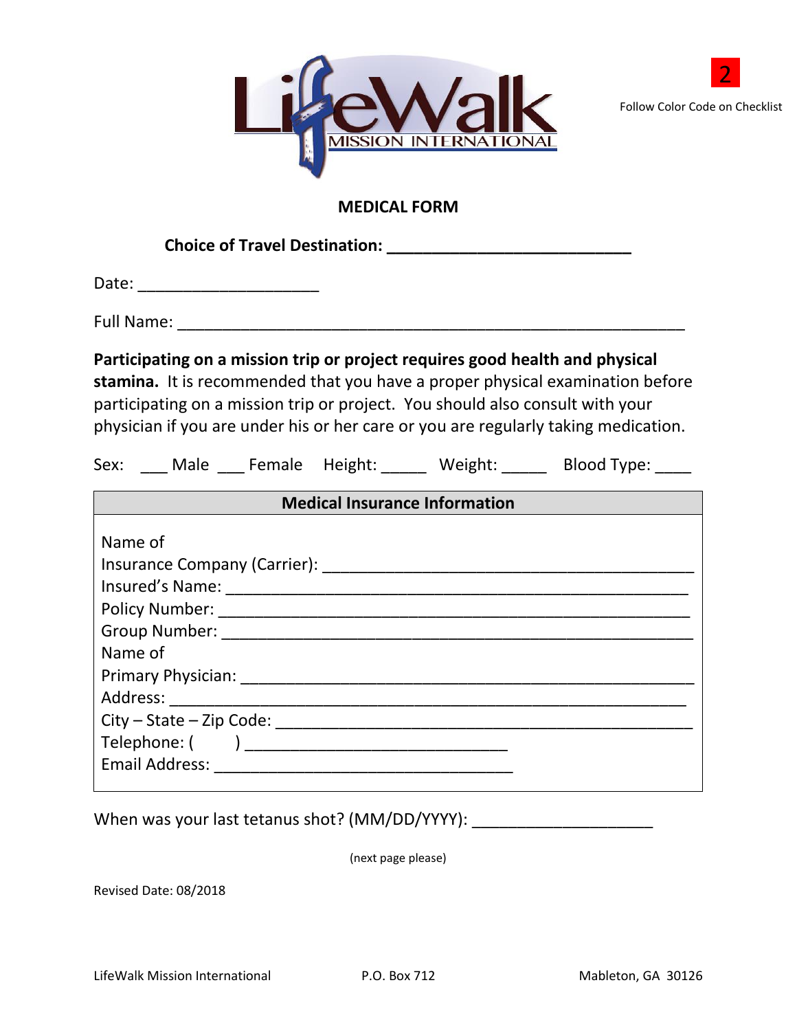LifeWalk MISSION INTERNATIONAL

2

Follow Color Code on Checklist

# MEDICAL FORM

**Choice of Travel Destination: ___________________________**

Date: ____________________

Full Name: _________________________________________________________

**Participating on a mission trip or project requires good health and physical stamina.** It is recommended that you have a proper physical examination before participating on a mission trip or project. You should also consult with your physician if you are under his or her care or you are regularly taking medication.

Sex: ___ Male ___ Female Height: _____ Weight: _____ Blood Type: ____

| **Medical Insurance Information** |
|---|
| Name of<br>Insurance Company (Carrier): __________________________________________<br>Insured's Name: ____________________________________________________<br>Policy Number: _____________________________________________________<br>Group Number: _____________________________________________________<br>Name of<br>Primary Physician: ___________________________________________________<br>Address: __________________________________________________________<br>City – State – Zip Code: _______________________________________________<br>Telephone: (      ) _____________________________<br>Email Address: __________________________________ |

When was your last tetanus shot? (MM/DD/YYYY): ____________________

(next page please)

Revised Date: 08/2018

LifeWalk Mission International P.O. Box 712 Mableton, GA 30126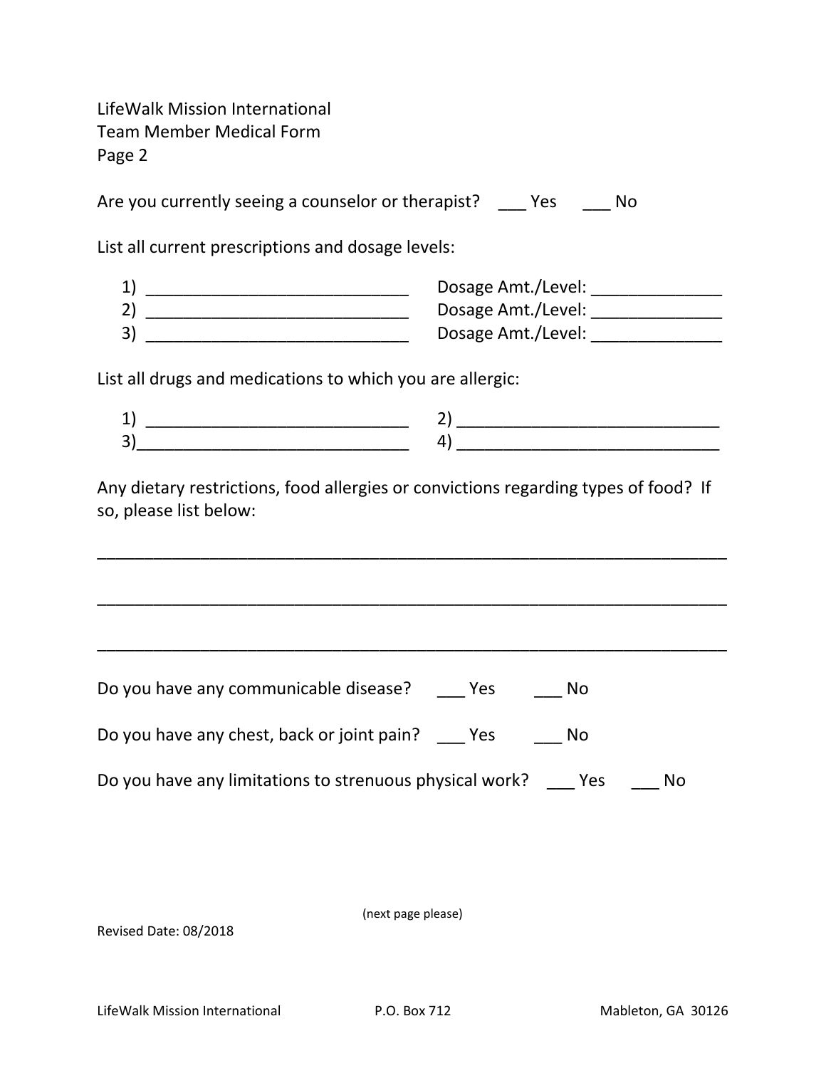LifeWalk Mission International
Team Member Medical Form
Page 2

Are you currently seeing a counselor or therapist? ___ Yes ___ No

List all current prescriptions and dosage levels:

1) ____________________________ Dosage Amt./Level: ______________
2) ____________________________ Dosage Amt./Level: ______________
3) ____________________________ Dosage Amt./Level: ______________

List all drugs and medications to which you are allergic:

1) ____________________________ 2) ____________________________
3) ____________________________ 4) ____________________________

Any dietary restrictions, food allergies or convictions regarding types of food? If so, please list below:

_________________________________________________________________

_________________________________________________________________

_________________________________________________________________

Do you have any communicable disease? ___ Yes ___ No

Do you have any chest, back or joint pain? ___ Yes ___ No

Do you have any limitations to strenuous physical work? ___ Yes ___ No

(next page please)

Revised Date: 08/2018

LifeWalk Mission International P.O. Box 712 Mableton, GA 30126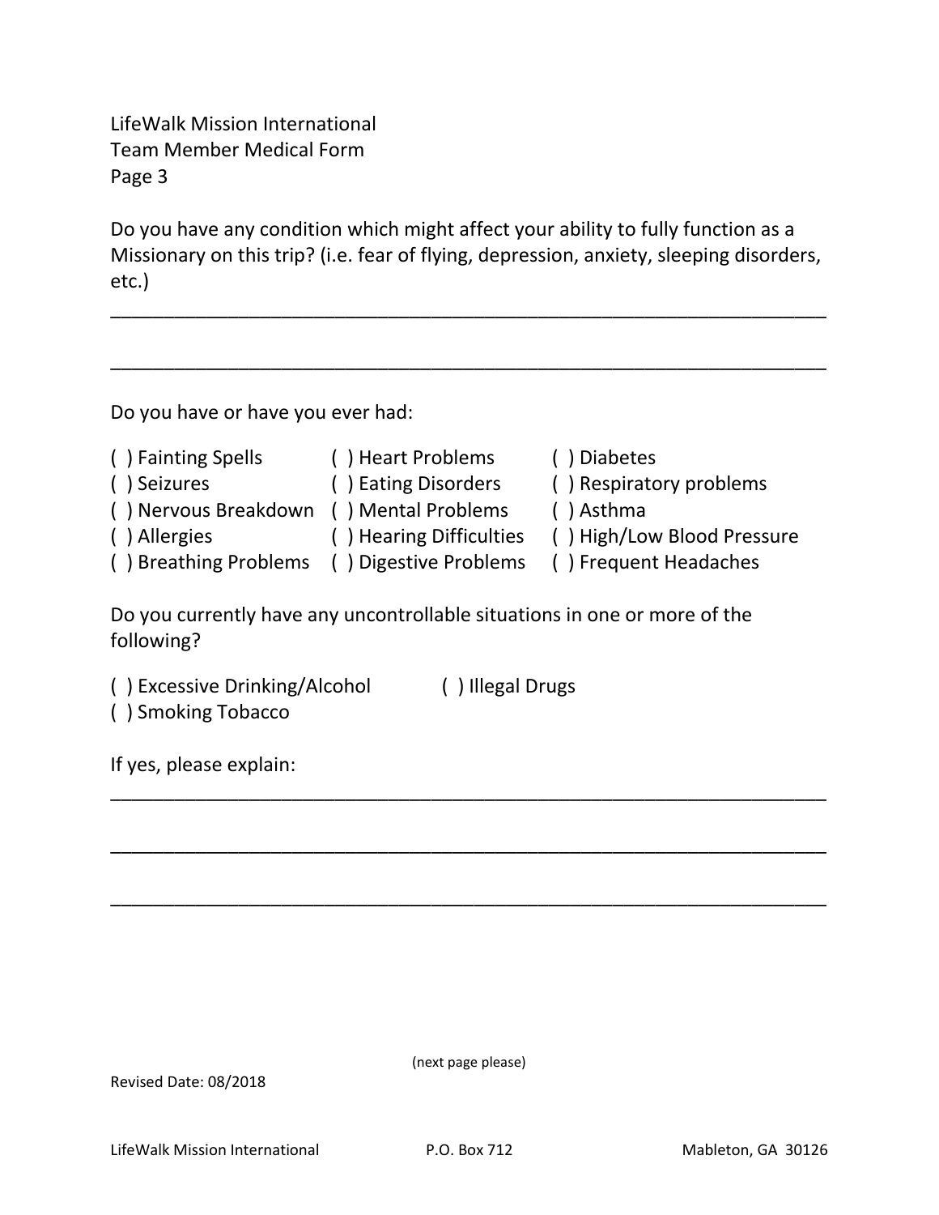LifeWalk Mission International
Team Member Medical Form
Page 3

Do you have any condition which might affect your ability to fully function as a Missionary on this trip? (i.e. fear of flying, depression, anxiety, sleeping disorders, etc.)

_____________________________________________________________________

_____________________________________________________________________

Do you have or have you ever had:

| | | |
|---|---|---|
| ( ) Fainting Spells | ( ) Heart Problems | ( ) Diabetes |
| ( ) Seizures | ( ) Eating Disorders | ( ) Respiratory problems |
| ( ) Nervous Breakdown | ( ) Mental Problems | ( ) Asthma |
| ( ) Allergies | ( ) Hearing Difficulties | ( ) High/Low Blood Pressure |
| ( ) Breathing Problems | ( ) Digestive Problems | ( ) Frequent Headaches |

Do you currently have any uncontrollable situations in one or more of the following?

( ) Excessive Drinking/Alcohol ( ) Illegal Drugs
( ) Smoking Tobacco

If yes, please explain:

_____________________________________________________________________

_____________________________________________________________________

_____________________________________________________________________

(next page please)

Revised Date: 08/2018

LifeWalk Mission International P.O. Box 712 Mableton, GA 30126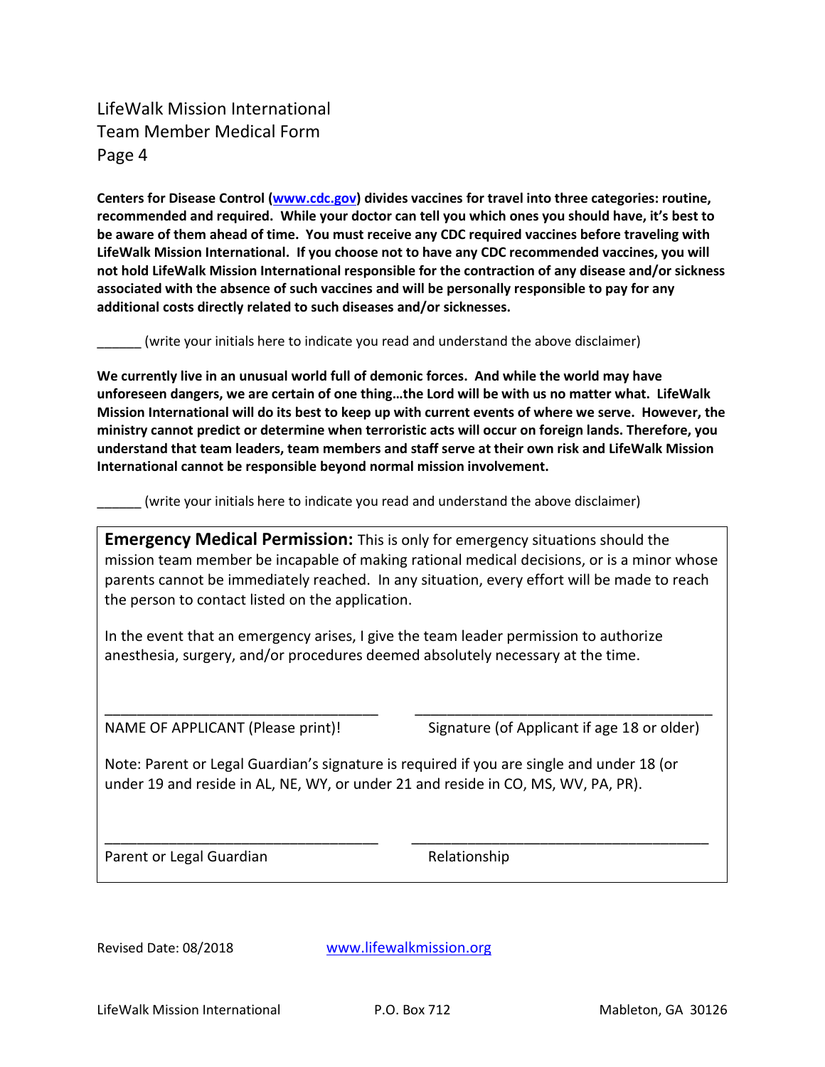LifeWalk Mission International
Team Member Medical Form
Page 4

**Centers for Disease Control ([www.cdc.gov](http://www.cdc.gov)) divides vaccines for travel into three categories: routine, recommended and required. While your doctor can tell you which ones you should have, it's best to be aware of them ahead of time. You must receive any CDC required vaccines before traveling with LifeWalk Mission International. If you choose not to have any CDC recommended vaccines, you will not hold LifeWalk Mission International responsible for the contraction of any disease and/or sickness associated with the absence of such vaccines and will be personally responsible to pay for any additional costs directly related to such diseases and/or sicknesses.**

______ (write your initials here to indicate you read and understand the above disclaimer)

**We currently live in an unusual world full of demonic forces. And while the world may have unforeseen dangers, we are certain of one thing…the Lord will be with us no matter what. LifeWalk Mission International will do its best to keep up with current events of where we serve. However, the ministry cannot predict or determine when terroristic acts will occur on foreign lands. Therefore, you understand that team leaders, team members and staff serve at their own risk and LifeWalk Mission International cannot be responsible beyond normal mission involvement.**

______ (write your initials here to indicate you read and understand the above disclaimer)

**Emergency Medical Permission:** This is only for emergency situations should the mission team member be incapable of making rational medical decisions, or is a minor whose parents cannot be immediately reached. In any situation, every effort will be made to reach the person to contact listed on the application.

In the event that an emergency arises, I give the team leader permission to authorize anesthesia, surgery, and/or procedures deemed absolutely necessary at the time.

___________________________________ ___________________________________

NAME OF APPLICANT (Please print)! Signature (of Applicant if age 18 or older)

Note: Parent or Legal Guardian's signature is required if you are single and under 18 (or under 19 and reside in AL, NE, WY, or under 21 and reside in CO, MS, WV, PA, PR).

___________________________________ ___________________________________

Parent or Legal Guardian Relationship

Revised Date: 08/2018 [www.lifewalkmission.org](http://www.lifewalkmission.org)

LifeWalk Mission International P.O. Box 712 Mableton, GA 30126